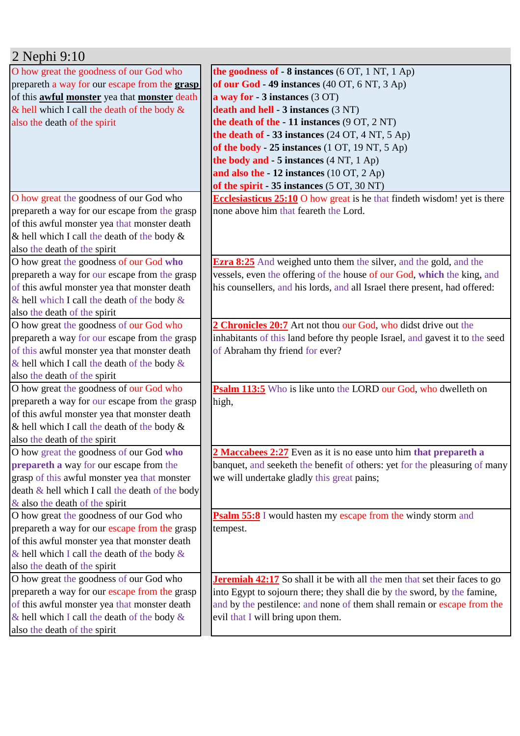# 2 Nephi 9:10

| | |
|---|---|
| O how great the goodness of our God who prepareth a way for our escape from the **grasp** of this **awful** **monster** yea that **monster** death & hell which I call the death of the body & also the death of the spirit | **the goodness of** - **8 instances** (6 OT, 1 NT, 1 Ap)<br>**of our God** - **49 instances** (40 OT, 6 NT, 3 Ap)<br>**a way for** - **3 instances** (3 OT)<br>**death and hell** - **3 instances** (3 NT)<br>**the death of the** - **11 instances** (9 OT, 2 NT)<br>**the death of** - **33 instances** (24 OT, 4 NT, 5 Ap)<br>**of the body** - **25 instances** (1 OT, 19 NT, 5 Ap)<br>**the body and** - **5 instances** (4 NT, 1 Ap)<br>**and also the** - **12 instances** (10 OT, 2 Ap)<br>**of the spirit** - **35 instances** (5 OT, 30 NT) |
| O how great the goodness of our God who prepareth a way for our escape from the grasp of this awful monster yea that monster death & hell which I call the death of the body & also the death of the spirit | **Ecclesiasticus 25:10** O how great is he that findeth wisdom! yet is there none above him that feareth the Lord. |
| O how great the goodness of our God **who** prepareth a way for our escape from the grasp of this awful monster yea that monster death & hell which I call the death of the body & also the death of the spirit | **Ezra 8:25** And weighed unto them the silver, and the gold, and the vessels, even the offering of the house of our God, **which** the king, and his counsellers, and his lords, and all Israel there present, had offered: |
| O how great the goodness of our God who prepareth a way for our escape from the grasp of this awful monster yea that monster death & hell which I call the death of the body & also the death of the spirit | **2 Chronicles 20:7** Art not thou our God, who didst drive out the inhabitants of this land before thy people Israel, and gavest it to the seed of Abraham thy friend for ever? |
| O how great the goodness of our God who prepareth a way for our escape from the grasp of this awful monster yea that monster death & hell which I call the death of the body & also the death of the spirit | **Psalm 113:5** Who is like unto the LORD our God, who dwelleth on high, |
| O how great the goodness of our God **who prepareth a** way for our escape from the grasp of this awful monster yea that monster death & hell which I call the death of the body & also the death of the spirit | **2 Maccabees 2:27** Even as it is no ease unto him **that prepareth a** banquet, and seeketh the benefit of others: yet for the pleasuring of many we will undertake gladly this great pains; |
| O how great the goodness of our God who prepareth a way for our escape from the grasp of this awful monster yea that monster death & hell which I call the death of the body & also the death of the spirit | **Psalm 55:8** I would hasten my escape from the windy storm and tempest. |
| O how great the goodness of our God who prepareth a way for our escape from the grasp of this awful monster yea that monster death & hell which I call the death of the body & also the death of the spirit | **Jeremiah 42:17** So shall it be with all the men that set their faces to go into Egypt to sojourn there; they shall die by the sword, by the famine, and by the pestilence: and none of them shall remain or escape from the evil that I will bring upon them. |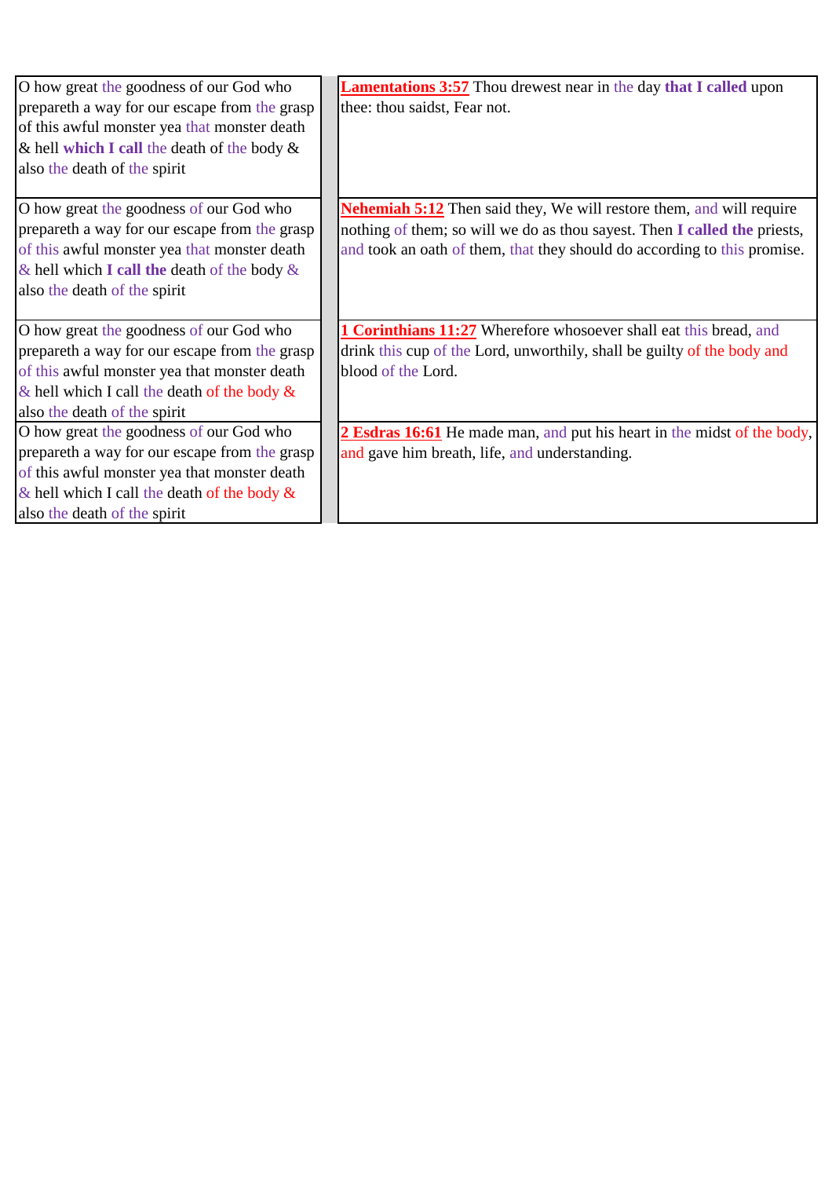| | |
|---|---|
| O how great the goodness of our God who prepareth a way for our escape from the grasp of this awful monster yea that monster death & hell **which I call** the death of the body & also the death of the spirit | **Lamentations 3:57** Thou drewest near in the day **that I called** upon thee: thou saidst, Fear not. |
| O how great the goodness of our God who prepareth a way for our escape from the grasp of this awful monster yea that monster death & hell which **I call the** death of the body & also the death of the spirit | **Nehemiah 5:12** Then said they, We will restore them, and will require nothing of them; so will we do as thou sayest. Then **I called the** priests, and took an oath of them, that they should do according to this promise. |
| O how great the goodness of our God who prepareth a way for our escape from the grasp of this awful monster yea that monster death & hell which I call the death of the body & also the death of the spirit | **1 Corinthians 11:27** Wherefore whosoever shall eat this bread, and drink this cup of the Lord, unworthily, shall be guilty of the body and blood of the Lord. |
| O how great the goodness of our God who prepareth a way for our escape from the grasp of this awful monster yea that monster death & hell which I call the death of the body & also the death of the spirit | **2 Esdras 16:61** He made man, and put his heart in the midst of the body, and gave him breath, life, and understanding. |